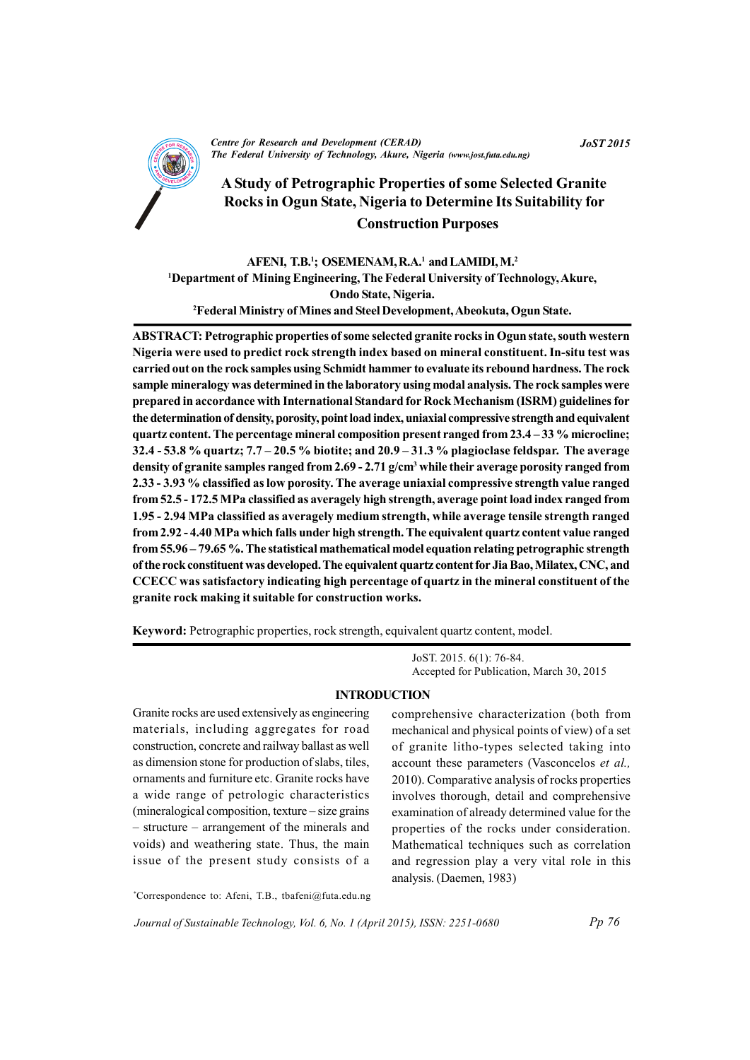# A Study of Petrographic Properties of some Selected Granite Rocks in Ogun State, Nigeria to Determine Its Suitability for Construction Purposes

**AFENI, T.B.[1]; OSEMENAM, R.A.[1] and LAMIDI, M.[2]**

[1]Department of Mining Engineering, The Federal University of Technology, Akure, Ondo State, Nigeria.

[2]Federal Ministry of Mines and Steel Development, Abeokuta, Ogun State.

**ABSTRACT: Petrographic properties of some selected granite rocks in Ogun state, south western Nigeria were used to predict rock strength index based on mineral constituent. In-situ test was carried out on the rock samples using Schmidt hammer to evaluate its rebound hardness. The rock sample mineralogy was determined in the laboratory using modal analysis. The rock samples were prepared in accordance with International Standard for Rock Mechanism (ISRM) guidelines for the determination of density, porosity, point load index, uniaxial compressive strength and equivalent quartz content. The percentage mineral composition present ranged from 23.4 – 33 % microcline; 32.4 - 53.8 % quartz; 7.7 – 20.5 % biotite; and 20.9 – 31.3 % plagioclase feldspar. The average density of granite samples ranged from 2.69 - 2.71 g/cm$^3$ while their average porosity ranged from 2.33 - 3.93 % classified as low porosity. The average uniaxial compressive strength value ranged from 52.5 - 172.5 MPa classified as averagely high strength, average point load index ranged from 1.95 - 2.94 MPa classified as averagely medium strength, while average tensile strength ranged from 2.92 - 4.40 MPa which falls under high strength. The equivalent quartz content value ranged from 55.96 – 79.65 %. The statistical mathematical model equation relating petrographic strength of the rock constituent was developed. The equivalent quartz content for Jia Bao, Milatex, CNC, and CCECC was satisfactory indicating high percentage of quartz in the mineral constituent of the granite rock making it suitable for construction works.**

**Keyword:** Petrographic properties, rock strength, equivalent quartz content, model.

JoST. 2015. 6(1): 76-84.
Accepted for Publication, March 30, 2015

## INTRODUCTION

Granite rocks are used extensively as engineering materials, including aggregates for road construction, concrete and railway ballast as well as dimension stone for production of slabs, tiles, ornaments and furniture etc. Granite rocks have a wide range of petrologic characteristics (mineralogical composition, texture – size grains – structure – arrangement of the minerals and voids) and weathering state. Thus, the main issue of the present study consists of a comprehensive characterization (both from mechanical and physical points of view) of a set of granite litho-types selected taking into account these parameters (Vasconcelos *et al.,* 2010). Comparative analysis of rocks properties involves thorough, detail and comprehensive examination of already determined value for the properties of the rocks under consideration. Mathematical techniques such as correlation and regression play a very vital role in this analysis. (Daemen, 1983)

*Correspondence to: Afeni, T.B., tbafeni@futa.edu.ng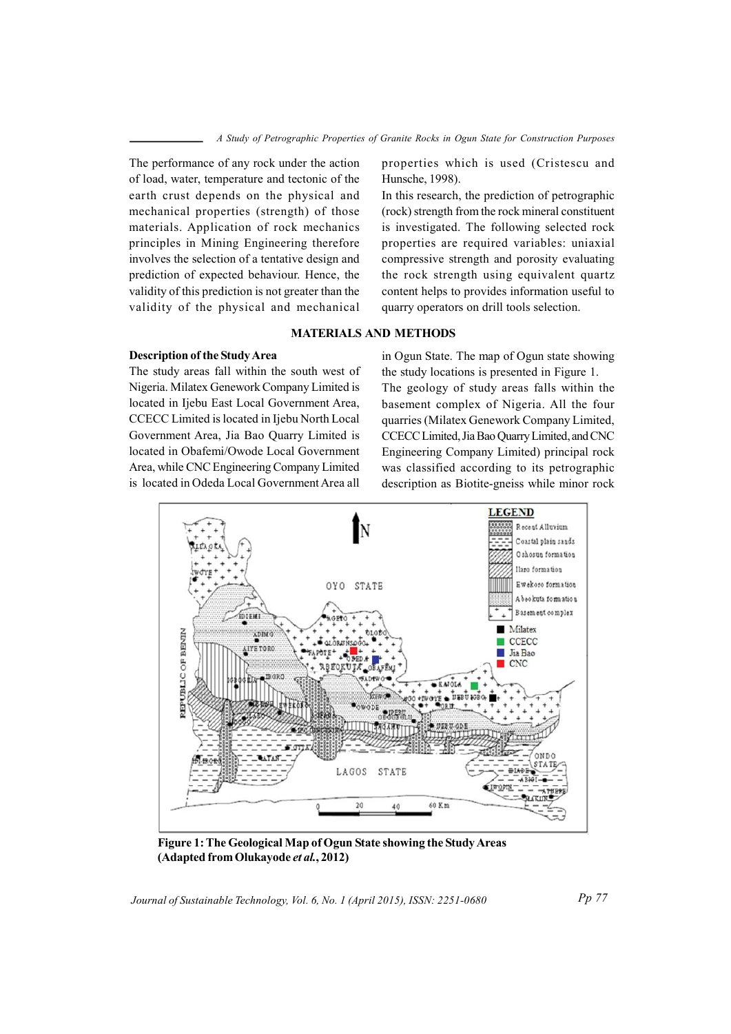The performance of any rock under the action of load, water, temperature and tectonic of the earth crust depends on the physical and mechanical properties (strength) of those materials. Application of rock mechanics principles in Mining Engineering therefore involves the selection of a tentative design and prediction of expected behaviour. Hence, the validity of this prediction is not greater than the validity of the physical and mechanical properties which is used (Cristescu and Hunsche, 1998).

In this research, the prediction of petrographic (rock) strength from the rock mineral constituent is investigated. The following selected rock properties are required variables: uniaxial compressive strength and porosity evaluating the rock strength using equivalent quartz content helps to provides information useful to quarry operators on drill tools selection.

## MATERIALS AND METHODS

### Description of the Study Area

The study areas fall within the south west of Nigeria. Milatex Genework Company Limited is located in Ijebu East Local Government Area, CCECC Limited is located in Ijebu North Local Government Area, Jia Bao Quarry Limited is located in Obafemi/Owode Local Government Area, while CNC Engineering Company Limited is located in Odeda Local Government Area all in Ogun State. The map of Ogun state showing the study locations is presented in Figure 1.

The geology of study areas falls within the basement complex of Nigeria. All the four quarries (Milatex Genework Company Limited, CCECC Limited, Jia Bao Quarry Limited, and CNC Engineering Company Limited) principal rock was classified according to its petrographic description as Biotite-gneiss while minor rock

**Figure 1: The Geological Map of Ogun State showing the Study Areas (Adapted from Olukayode *et al.*, 2012)**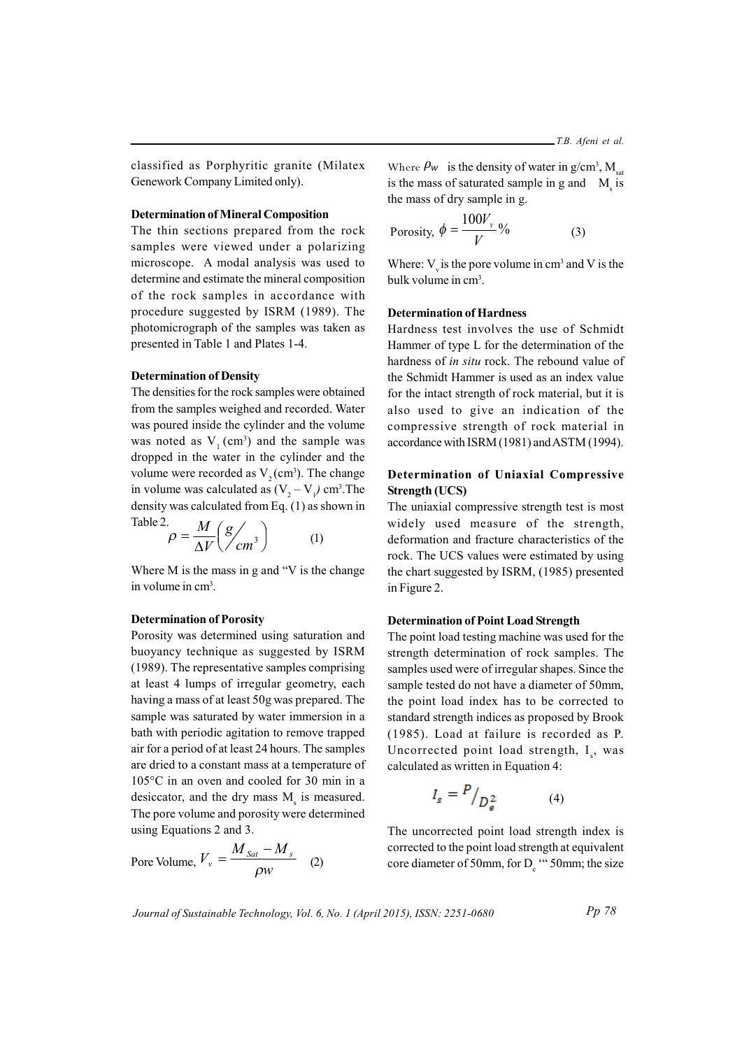classified as Porphyritic granite (Milatex Genework Company Limited only).

**Determination of Mineral Composition**

The thin sections prepared from the rock samples were viewed under a polarizing microscope. A modal analysis was used to determine and estimate the mineral composition of the rock samples in accordance with procedure suggested by ISRM (1989). The photomicrograph of the samples was taken as presented in Table 1 and Plates 1-4.

**Determination of Density**

The densities for the rock samples were obtained from the samples weighed and recorded. Water was poured inside the cylinder and the volume was noted as $V_1$ (cm$^3$) and the sample was dropped in the water in the cylinder and the volume were recorded as $V_2$ (cm$^3$). The change in volume was calculated as $(V_2 - V_1)$ cm$^3$.The density was calculated from Eq. (1) as shown in Table 2.

$$\rho = \frac{M}{\Delta V}\left( g/_{cm^3} \right) \qquad (1)$$

Where M is the mass in g and "V is the change in volume in cm$^3$.

**Determination of Porosity**

Porosity was determined using saturation and buoyancy technique as suggested by ISRM (1989). The representative samples comprising at least 4 lumps of irregular geometry, each having a mass of at least 50g was prepared. The sample was saturated by water immersion in a bath with periodic agitation to remove trapped air for a period of at least 24 hours. The samples are dried to a constant mass at a temperature of 105°C in an oven and cooled for 30 min in a desiccator, and the dry mass $M_s$ is measured. The pore volume and porosity were determined using Equations 2 and 3.

$$\text{Pore Volume, } V_v = \frac{M_{Sat} - M_s}{\rho w} \qquad (2)$$

Where $\rho_w$ is the density of water in g/cm$^3$, $M_{sat}$ is the mass of saturated sample in g and $M_s$ is the mass of dry sample in g.

$$\text{Porosity, } \phi = \frac{100V_v}{V}\% \qquad (3)$$

Where: $V_v$ is the pore volume in cm$^3$ and V is the bulk volume in cm$^3$.

**Determination of Hardness**

Hardness test involves the use of Schmidt Hammer of type L for the determination of the hardness of *in situ* rock. The rebound value of the Schmidt Hammer is used as an index value for the intact strength of rock material, but it is also used to give an indication of the compressive strength of rock material in accordance with ISRM (1981) and ASTM (1994).

**Determination of Uniaxial Compressive Strength (UCS)**

The uniaxial compressive strength test is most widely used measure of the strength, deformation and fracture characteristics of the rock. The UCS values were estimated by using the chart suggested by ISRM, (1985) presented in Figure 2.

**Determination of Point Load Strength**

The point load testing machine was used for the strength determination of rock samples. The samples used were of irregular shapes. Since the sample tested do not have a diameter of 50mm, the point load index has to be corrected to standard strength indices as proposed by Brook (1985). Load at failure is recorded as P. Uncorrected point load strength, $I_s$, was calculated as written in Equation 4:

$$I_s = P/_{D_e^2} \qquad (4)$$

The uncorrected point load strength index is corrected to the point load strength at equivalent core diameter of 50mm, for $D_e$ "' 50mm; the size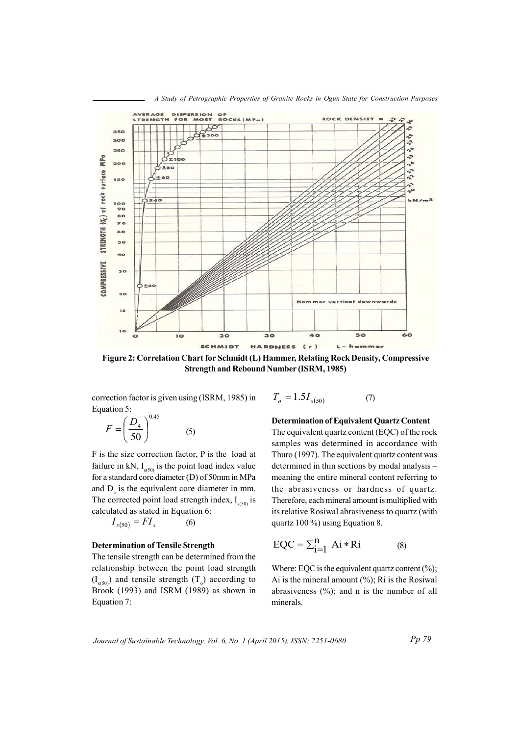**Figure 2: Correlation Chart for Schmidt (L) Hammer, Relating Rock Density, Compressive Strength and Rebound Number (ISRM, 1985)**

correction factor is given using (ISRM, 1985) in Equation 5:

$$F = \left(\frac{D_4}{50}\right)^{0.45} \quad (5)$$

F is the size correction factor, P is the load at failure in kN, $I_{s(50)}$ is the point load index value for a standard core diameter (D) of 50mm in MPa and $D_e$ is the equivalent core diameter in mm. The corrected point load strength index, $I_{s(50)}$ is calculated as stated in Equation 6:

$$I_{s(50)} = FI_s \quad (6)$$

**Determination of Tensile Strength**

The tensile strength can be determined from the relationship between the point load strength ($I_{s(50)}$) and tensile strength ($T_o$) according to Brook (1993) and ISRM (1989) as shown in Equation 7:

$$T_o = 1.5I_{s(50)} \quad (7)$$

**Determination of Equivalent Quartz Content**

The equivalent quartz content (EQC) of the rock samples was determined in accordance with Thuro (1997). The equivalent quartz content was determined in thin sections by modal analysis – meaning the entire mineral content referring to the abrasiveness or hardness of quartz. Therefore, each mineral amount is multiplied with its relative Rosiwal abrasiveness to quartz (with quartz 100 %) using Equation 8.

$$\mathrm{EQC} = \sum_{i=1}^{n} \mathrm{Ai} * \mathrm{Ri} \quad (8)$$

Where: EQC is the equivalent quartz content (%); Ai is the mineral amount (%); Ri is the Rosiwal abrasiveness (%); and n is the number of all minerals.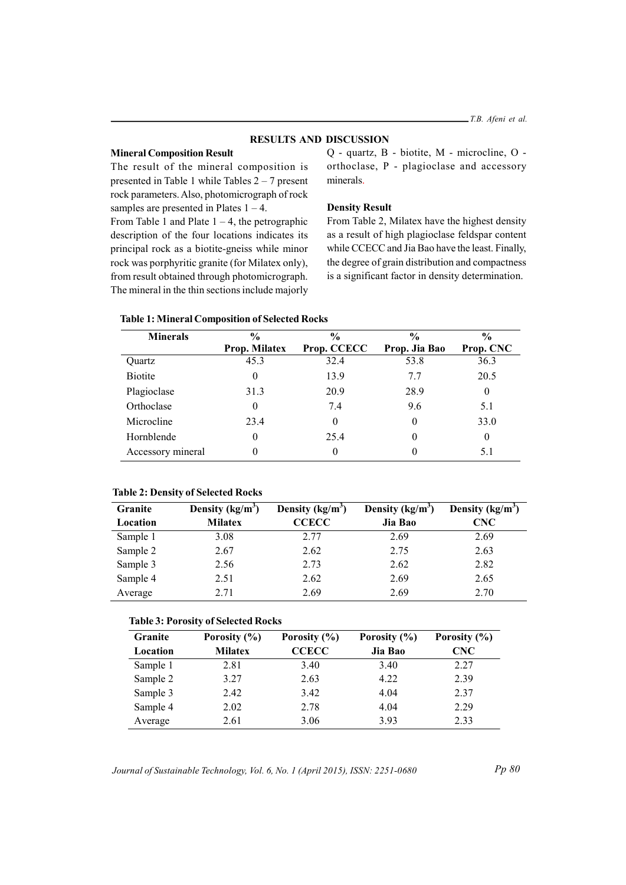## RESULTS AND DISCUSSION

### Mineral Composition Result

The result of the mineral composition is presented in Table 1 while Tables 2 – 7 present rock parameters. Also, photomicrograph of rock samples are presented in Plates 1 – 4.

From Table 1 and Plate 1 – 4, the petrographic description of the four locations indicates its principal rock as a biotite-gneiss while minor rock was porphyritic granite (for Milatex only), from result obtained through photomicrograph. The mineral in the thin sections include majorly Q - quartz, B - biotite, M - microcline, O - orthoclase, P - plagioclase and accessory minerals.

### Density Result

From Table 2, Milatex have the highest density as a result of high plagioclase feldspar content while CCECC and Jia Bao have the least. Finally, the degree of grain distribution and compactness is a significant factor in density determination.

**Table 1: Mineral Composition of Selected Rocks**

| Minerals | % Prop. Milatex | % Prop. CCECC | % Prop. Jia Bao | % Prop. CNC |
|---|---|---|---|---|
| Quartz | 45.3 | 32.4 | 53.8 | 36.3 |
| Biotite | 0 | 13.9 | 7.7 | 20.5 |
| Plagioclase | 31.3 | 20.9 | 28.9 | 0 |
| Orthoclase | 0 | 7.4 | 9.6 | 5.1 |
| Microcline | 23.4 | 0 | 0 | 33.0 |
| Hornblende | 0 | 25.4 | 0 | 0 |
| Accessory mineral | 0 | 0 | 0 | 5.1 |

**Table 2: Density of Selected Rocks**

| Granite Location | Density ($kg/m^3$) Milatex | Density ($kg/m^3$) CCECC | Density ($kg/m^3$) Jia Bao | Density ($kg/m^3$) CNC |
|---|---|---|---|---|
| Sample 1 | 3.08 | 2.77 | 2.69 | 2.69 |
| Sample 2 | 2.67 | 2.62 | 2.75 | 2.63 |
| Sample 3 | 2.56 | 2.73 | 2.62 | 2.82 |
| Sample 4 | 2.51 | 2.62 | 2.69 | 2.65 |
| Average | 2.71 | 2.69 | 2.69 | 2.70 |

**Table 3: Porosity of Selected Rocks**

| Granite Location | Porosity (%) Milatex | Porosity (%) CCECC | Porosity (%) Jia Bao | Porosity (%) CNC |
|---|---|---|---|---|
| Sample 1 | 2.81 | 3.40 | 3.40 | 2.27 |
| Sample 2 | 3.27 | 2.63 | 4.22 | 2.39 |
| Sample 3 | 2.42 | 3.42 | 4.04 | 2.37 |
| Sample 4 | 2.02 | 2.78 | 4.04 | 2.29 |
| Average | 2.61 | 3.06 | 3.93 | 2.33 |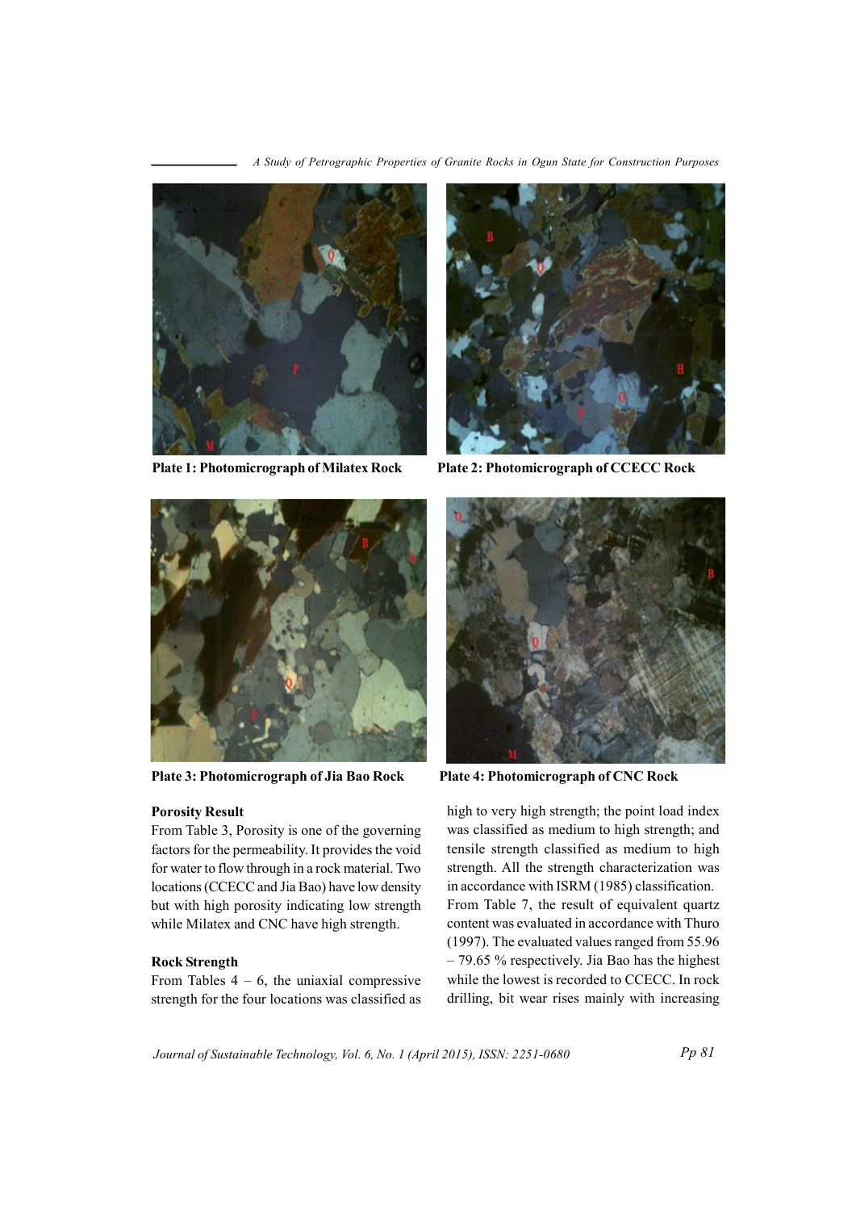Plate 1: Photomicrograph of Milatex Rock

Plate 2: Photomicrograph of CCECC Rock

Plate 3: Photomicrograph of Jia Bao Rock

Plate 4: Photomicrograph of CNC Rock

**Porosity Result**

From Table 3, Porosity is one of the governing factors for the permeability. It provides the void for water to flow through in a rock material. Two locations (CCECC and Jia Bao) have low density but with high porosity indicating low strength while Milatex and CNC have high strength.

**Rock Strength**

From Tables 4 – 6, the uniaxial compressive strength for the four locations was classified as high to very high strength; the point load index was classified as medium to high strength; and tensile strength classified as medium to high strength. All the strength characterization was in accordance with ISRM (1985) classification.

From Table 7, the result of equivalent quartz content was evaluated in accordance with Thuro (1997). The evaluated values ranged from 55.96 – 79.65 % respectively. Jia Bao has the highest while the lowest is recorded to CCECC. In rock drilling, bit wear rises mainly with increasing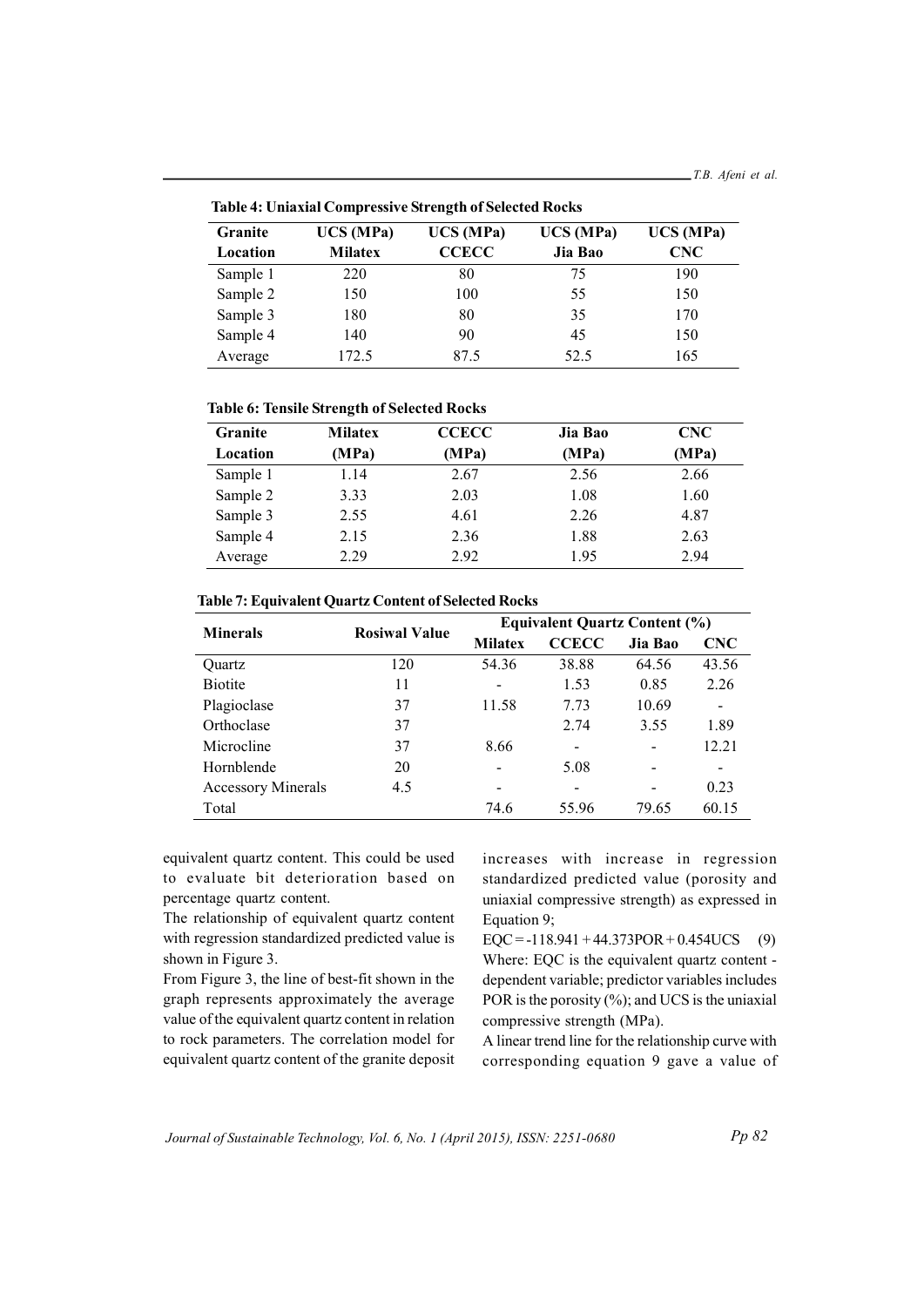**Table 4: Uniaxial Compressive Strength of Selected Rocks**

| Granite Location | UCS (MPa) Milatex | UCS (MPa) CCECC | UCS (MPa) Jia Bao | UCS (MPa) CNC |
|---|---|---|---|---|
| Sample 1 | 220 | 80 | 75 | 190 |
| Sample 2 | 150 | 100 | 55 | 150 |
| Sample 3 | 180 | 80 | 35 | 170 |
| Sample 4 | 140 | 90 | 45 | 150 |
| Average | 172.5 | 87.5 | 52.5 | 165 |

**Table 6: Tensile Strength of Selected Rocks**

| Granite Location | Milatex (MPa) | CCECC (MPa) | Jia Bao (MPa) | CNC (MPa) |
|---|---|---|---|---|
| Sample 1 | 1.14 | 2.67 | 2.56 | 2.66 |
| Sample 2 | 3.33 | 2.03 | 1.08 | 1.60 |
| Sample 3 | 2.55 | 4.61 | 2.26 | 4.87 |
| Sample 4 | 2.15 | 2.36 | 1.88 | 2.63 |
| Average | 2.29 | 2.92 | 1.95 | 2.94 |

**Table 7: Equivalent Quartz Content of Selected Rocks**

| Minerals | Rosiwal Value | Equivalent Quartz Content (%) | | | |
|---|---|---|---|---|---|
| | | Milatex | CCECC | Jia Bao | CNC |
| Quartz | 120 | 54.36 | 38.88 | 64.56 | 43.56 |
| Biotite | 11 | - | 1.53 | 0.85 | 2.26 |
| Plagioclase | 37 | 11.58 | 7.73 | 10.69 | - |
| Orthoclase | 37 | | 2.74 | 3.55 | 1.89 |
| Microcline | 37 | 8.66 | - | - | 12.21 |
| Hornblende | 20 | - | 5.08 | - | - |
| Accessory Minerals | 4.5 | - | - | - | 0.23 |
| Total | | 74.6 | 55.96 | 79.65 | 60.15 |

equivalent quartz content. This could be used to evaluate bit deterioration based on percentage quartz content.

The relationship of equivalent quartz content with regression standardized predicted value is shown in Figure 3.

From Figure 3, the line of best-fit shown in the graph represents approximately the average value of the equivalent quartz content in relation to rock parameters. The correlation model for equivalent quartz content of the granite deposit increases with increase in regression standardized predicted value (porosity and uniaxial compressive strength) as expressed in Equation 9;

$$EQC = -118.941 + 44.373POR + 0.454UCS \quad (9)$$

Where: EQC is the equivalent quartz content - dependent variable; predictor variables includes POR is the porosity (%); and UCS is the uniaxial compressive strength (MPa).

A linear trend line for the relationship curve with corresponding equation 9 gave a value of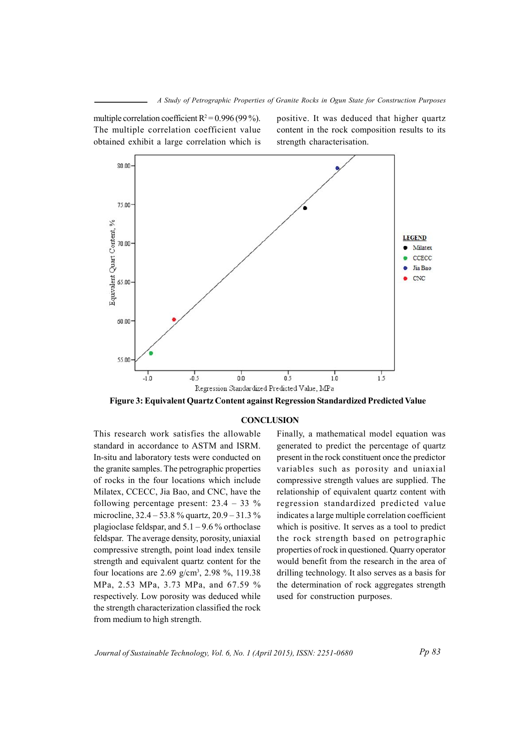multiple correlation coefficient $R^2 = 0.996$ (99 %). The multiple correlation coefficient value obtained exhibit a large correlation which is positive. It was deduced that higher quartz content in the rock composition results to its strength characterisation.

**Figure 3: Equivalent Quartz Content against Regression Standardized Predicted Value**

## CONCLUSION

This research work satisfies the allowable standard in accordance to ASTM and ISRM. In-situ and laboratory tests were conducted on the granite samples. The petrographic properties of rocks in the four locations which include Milatex, CCECC, Jia Bao, and CNC, have the following percentage present: 23.4 – 33 % microcline, 32.4 – 53.8 % quartz, 20.9 – 31.3 % plagioclase feldspar, and 5.1 – 9.6 % orthoclase feldspar. The average density, porosity, uniaxial compressive strength, point load index tensile strength and equivalent quartz content for the four locations are 2.69 g/cm$^3$, 2.98 %, 119.38 MPa, 2.53 MPa, 3.73 MPa, and 67.59 % respectively. Low porosity was deduced while the strength characterization classified the rock from medium to high strength.

Finally, a mathematical model equation was generated to predict the percentage of quartz present in the rock constituent once the predictor variables such as porosity and uniaxial compressive strength values are supplied. The relationship of equivalent quartz content with regression standardized predicted value indicates a large multiple correlation coefficient which is positive. It serves as a tool to predict the rock strength based on petrographic properties of rock in questioned. Quarry operator would benefit from the research in the area of drilling technology. It also serves as a basis for the determination of rock aggregates strength used for construction purposes.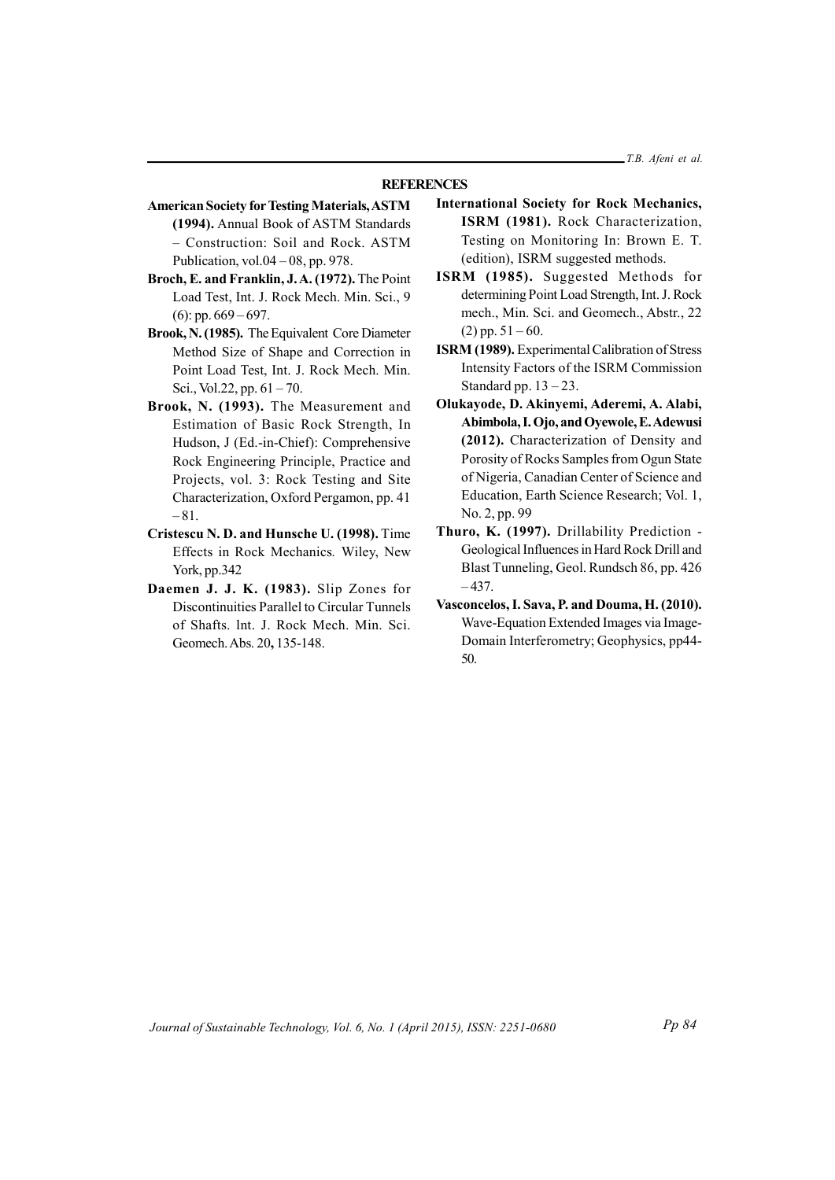## REFERENCES

**American Society for Testing Materials, ASTM (1994).** Annual Book of ASTM Standards – Construction: Soil and Rock. ASTM Publication, vol.04 – 08, pp. 978.

**Broch, E. and Franklin, J. A. (1972).** The Point Load Test, Int. J. Rock Mech. Min. Sci., 9 (6): pp. 669 – 697.

**Brook, N. (1985).** The Equivalent Core Diameter Method Size of Shape and Correction in Point Load Test, Int. J. Rock Mech. Min. Sci., Vol.22, pp. 61 – 70.

**Brook, N. (1993).** The Measurement and Estimation of Basic Rock Strength, In Hudson, J (Ed.-in-Chief): Comprehensive Rock Engineering Principle, Practice and Projects, vol. 3: Rock Testing and Site Characterization, Oxford Pergamon, pp. 41 – 81.

**Cristescu N. D. and Hunsche U. (1998).** Time Effects in Rock Mechanics*.* Wiley, New York, pp.342

**Daemen J. J. K. (1983).** Slip Zones for Discontinuities Parallel to Circular Tunnels of Shafts. lnt. J. Rock Mech. Min. Sci. Geomech. Abs. 20**,** 135-148.

**International Society for Rock Mechanics, ISRM (1981).** Rock Characterization, Testing on Monitoring In: Brown E. T. (edition), ISRM suggested methods.

**ISRM (1985).** Suggested Methods for determining Point Load Strength, Int. J. Rock mech., Min. Sci. and Geomech., Abstr., 22 (2) pp. 51 – 60.

**ISRM (1989).** Experimental Calibration of Stress Intensity Factors of the ISRM Commission Standard pp. 13 – 23.

**Olukayode, D. Akinyemi, Aderemi, A. Alabi, Abimbola, I. Ojo, and Oyewole, E. Adewusi (2012).** Characterization of Density and Porosity of Rocks Samples from Ogun State of Nigeria, Canadian Center of Science and Education, Earth Science Research; Vol. 1, No. 2, pp. 99

**Thuro, K. (1997).** Drillability Prediction - Geological Influences in Hard Rock Drill and Blast Tunneling, Geol. Rundsch 86, pp. 426 – 437.

**Vasconcelos, I. Sava, P. and Douma, H. (2010).** Wave-Equation Extended Images via Image-Domain Interferometry; Geophysics, pp44-50.